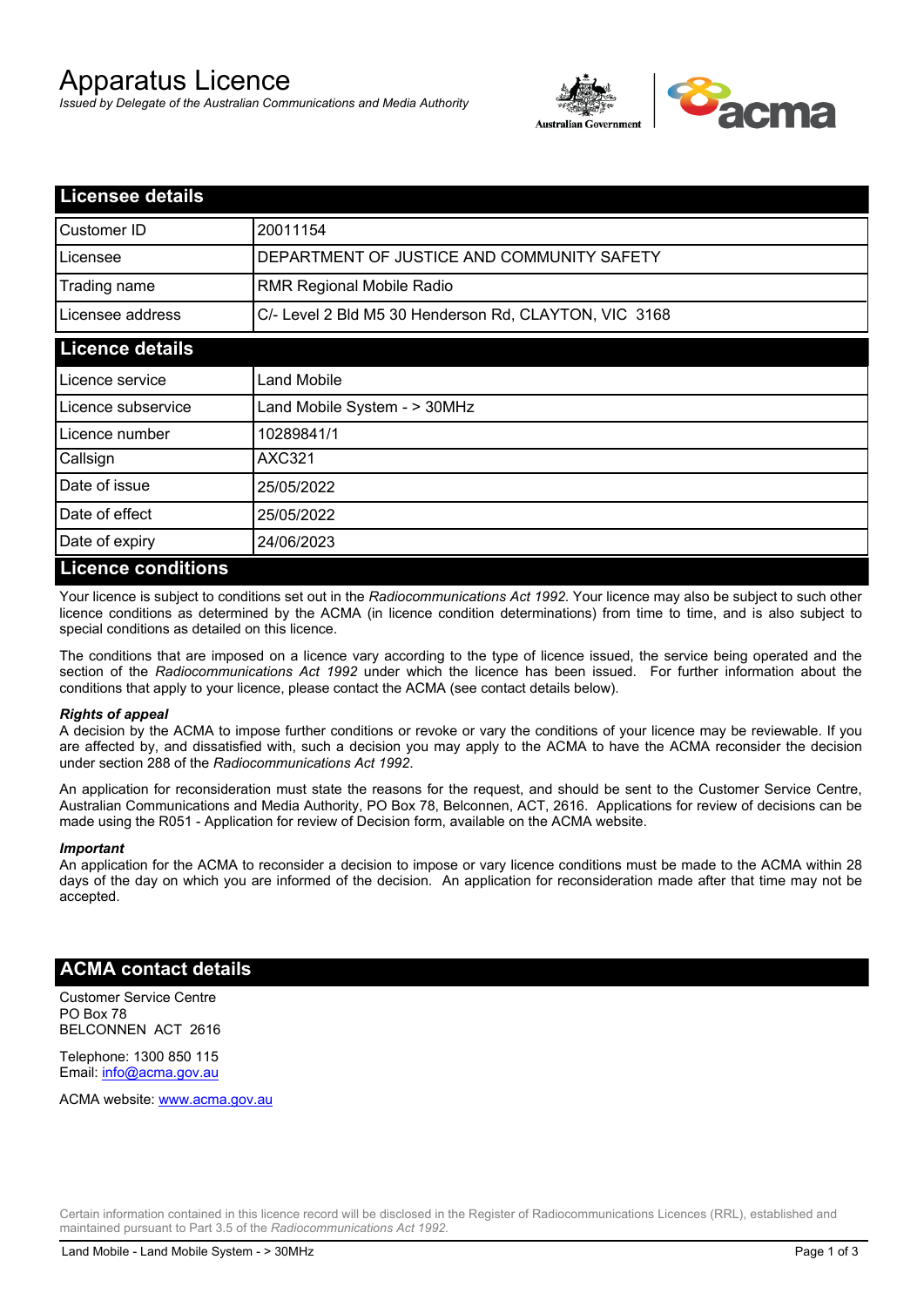# Apparatus Licence

*Issued by Delegate of the Australian Communications and Media Authority*

## Licensee details

| | |
|---|---|
| Customer ID | 20011154 |
| Licensee | DEPARTMENT OF JUSTICE AND COMMUNITY SAFETY |
| Trading name | RMR Regional Mobile Radio |
| Licensee address | C/- Level 2 Bld M5 30 Henderson Rd, CLAYTON, VIC 3168 |

## Licence details

| | |
|---|---|
| Licence service | Land Mobile |
| Licence subservice | Land Mobile System - > 30MHz |
| Licence number | 10289841/1 |
| Callsign | AXC321 |
| Date of issue | 25/05/2022 |
| Date of effect | 25/05/2022 |
| Date of expiry | 24/06/2023 |

## Licence conditions

Your licence is subject to conditions set out in the *Radiocommunications Act 1992*. Your licence may also be subject to such other licence conditions as determined by the ACMA (in licence condition determinations) from time to time, and is also subject to special conditions as detailed on this licence.

The conditions that are imposed on a licence vary according to the type of licence issued, the service being operated and the section of the *Radiocommunications Act 1992* under which the licence has been issued. For further information about the conditions that apply to your licence, please contact the ACMA (see contact details below).

***Rights of appeal***

A decision by the ACMA to impose further conditions or revoke or vary the conditions of your licence may be reviewable. If you are affected by, and dissatisfied with, such a decision you may apply to the ACMA to have the ACMA reconsider the decision under section 288 of the *Radiocommunications Act 1992*.

An application for reconsideration must state the reasons for the request, and should be sent to the Customer Service Centre, Australian Communications and Media Authority, PO Box 78, Belconnen, ACT, 2616. Applications for review of decisions can be made using the R051 - Application for review of Decision form, available on the ACMA website.

***Important***

An application for the ACMA to reconsider a decision to impose or vary licence conditions must be made to the ACMA within 28 days of the day on which you are informed of the decision. An application for reconsideration made after that time may not be accepted.

## ACMA contact details

Customer Service Centre
PO Box 78
BELCONNEN ACT 2616

Telephone: 1300 850 115
Email: info@acma.gov.au

ACMA website: www.acma.gov.au

Certain information contained in this licence record will be disclosed in the Register of Radiocommunications Licences (RRL), established and maintained pursuant to Part 3.5 of the *Radiocommunications Act 1992.*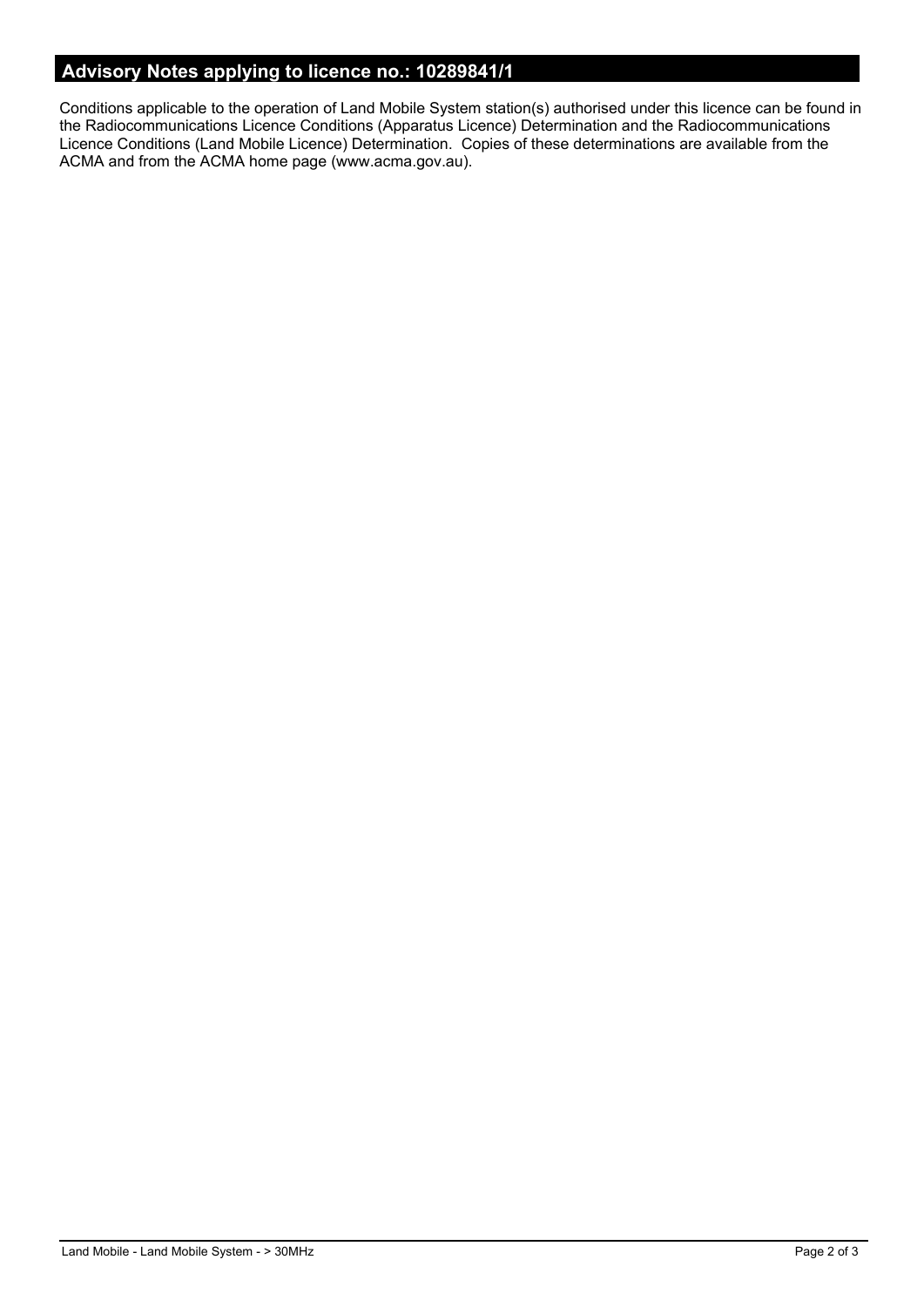## Advisory Notes applying to licence no.: 10289841/1

Conditions applicable to the operation of Land Mobile System station(s) authorised under this licence can be found in the Radiocommunications Licence Conditions (Apparatus Licence) Determination and the Radiocommunications Licence Conditions (Land Mobile Licence) Determination. Copies of these determinations are available from the ACMA and from the ACMA home page (www.acma.gov.au).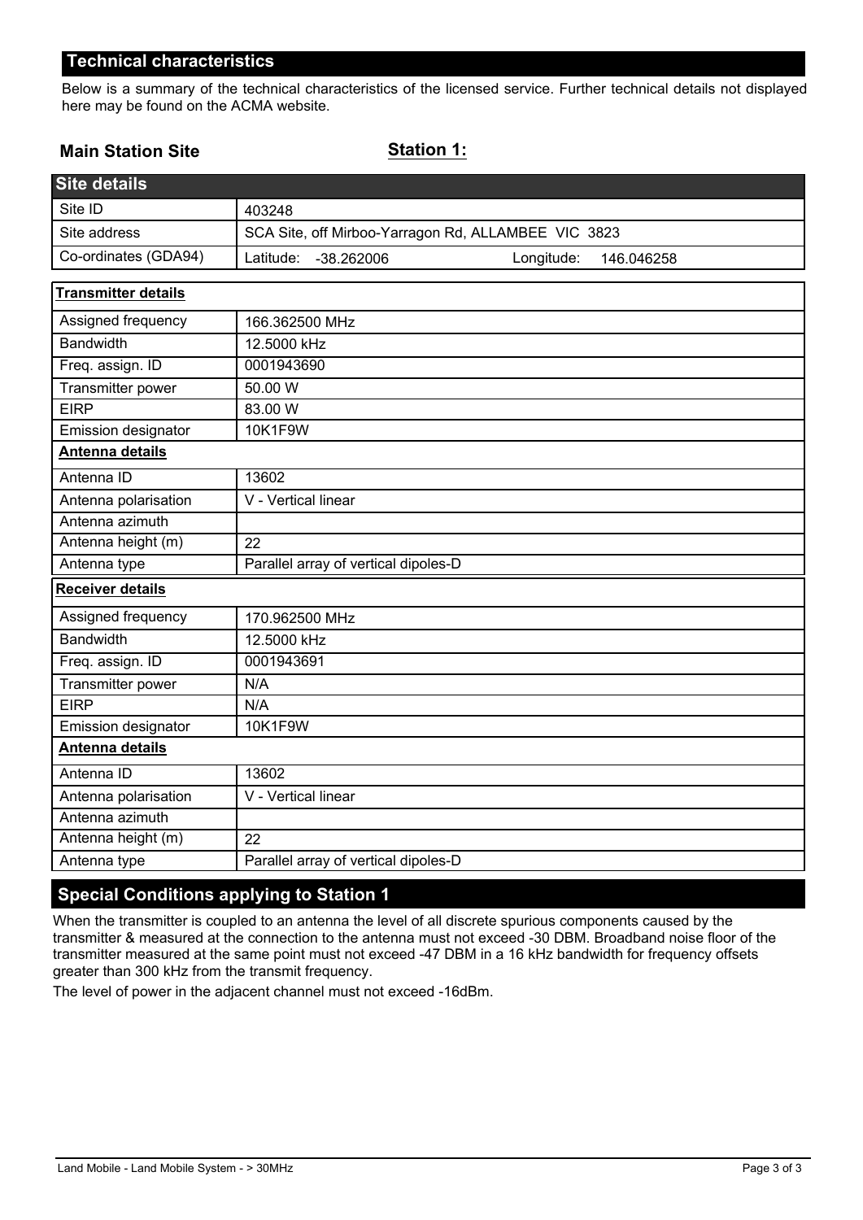## Technical characteristics

Below is a summary of the technical characteristics of the licensed service. Further technical details not displayed here may be found on the ACMA website.

**Main Station Site** **Station 1:**

| Site details | |
|---|---|
| Site ID | 403248 |
| Site address | SCA Site, off Mirboo-Yarragon Rd, ALLAMBEE VIC 3823 |
| Co-ordinates (GDA94) | Latitude: -38.262006 Longitude: 146.046258 |

| Transmitter details | |
|---|---|
| Assigned frequency | 166.362500 MHz |
| Bandwidth | 12.5000 kHz |
| Freq. assign. ID | 0001943690 |
| Transmitter power | 50.00 W |
| EIRP | 83.00 W |
| Emission designator | 10K1F9W |
| **Antenna details** | |
| Antenna ID | 13602 |
| Antenna polarisation | V - Vertical linear |
| Antenna azimuth | |
| Antenna height (m) | 22 |
| Antenna type | Parallel array of vertical dipoles-D |

| Receiver details | |
|---|---|
| Assigned frequency | 170.962500 MHz |
| Bandwidth | 12.5000 kHz |
| Freq. assign. ID | 0001943691 |
| Transmitter power | N/A |
| EIRP | N/A |
| Emission designator | 10K1F9W |
| **Antenna details** | |
| Antenna ID | 13602 |
| Antenna polarisation | V - Vertical linear |
| Antenna azimuth | |
| Antenna height (m) | 22 |
| Antenna type | Parallel array of vertical dipoles-D |

## Special Conditions applying to Station 1

When the transmitter is coupled to an antenna the level of all discrete spurious components caused by the transmitter & measured at the connection to the antenna must not exceed -30 DBM. Broadband noise floor of the transmitter measured at the same point must not exceed -47 DBM in a 16 kHz bandwidth for frequency offsets greater than 300 kHz from the transmit frequency.

The level of power in the adjacent channel must not exceed -16dBm.